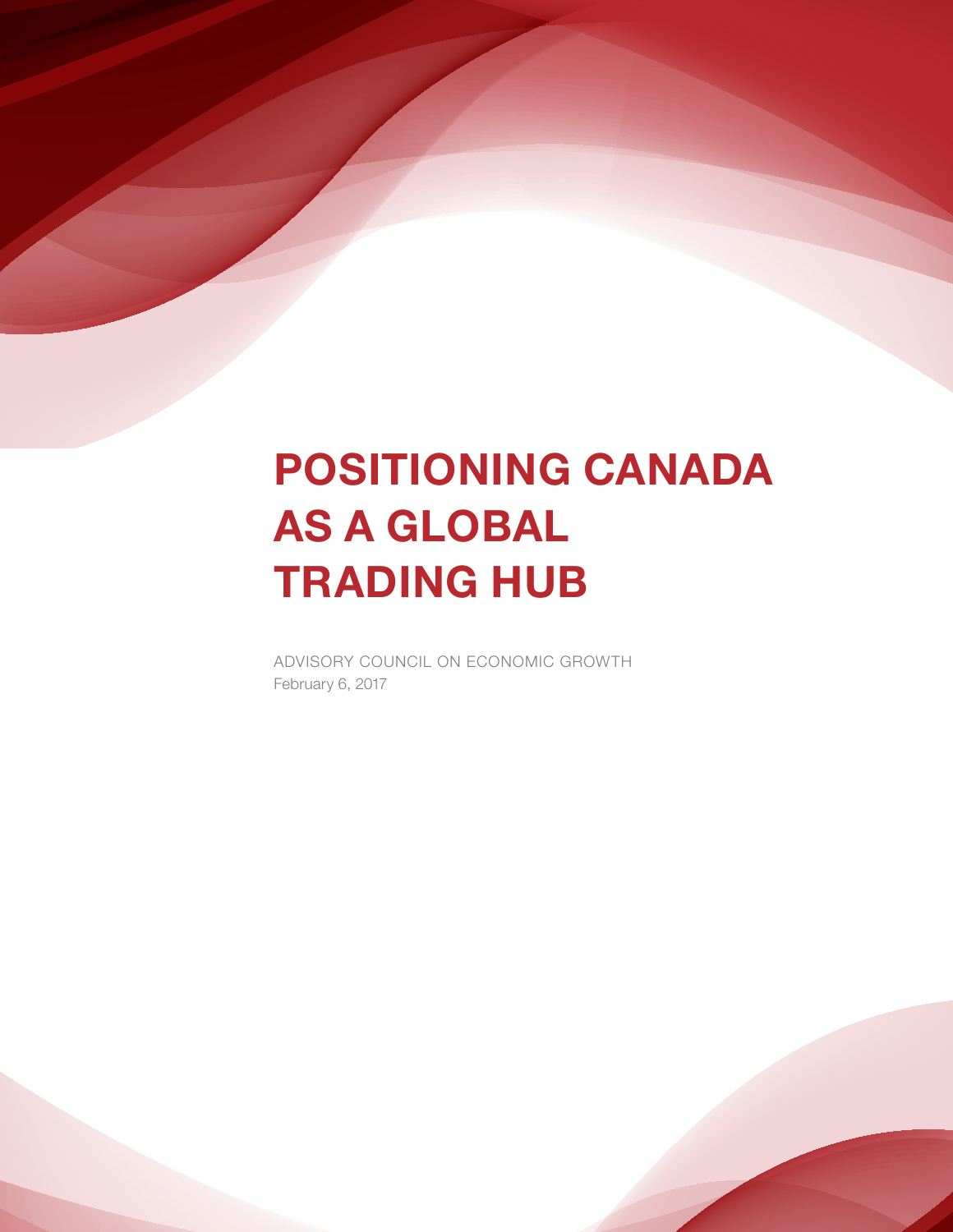# POSITIONING CANADA AS A GLOBAL TRADING HUB

ADVISORY COUNCIL ON ECONOMIC GROWTH

February 6, 2017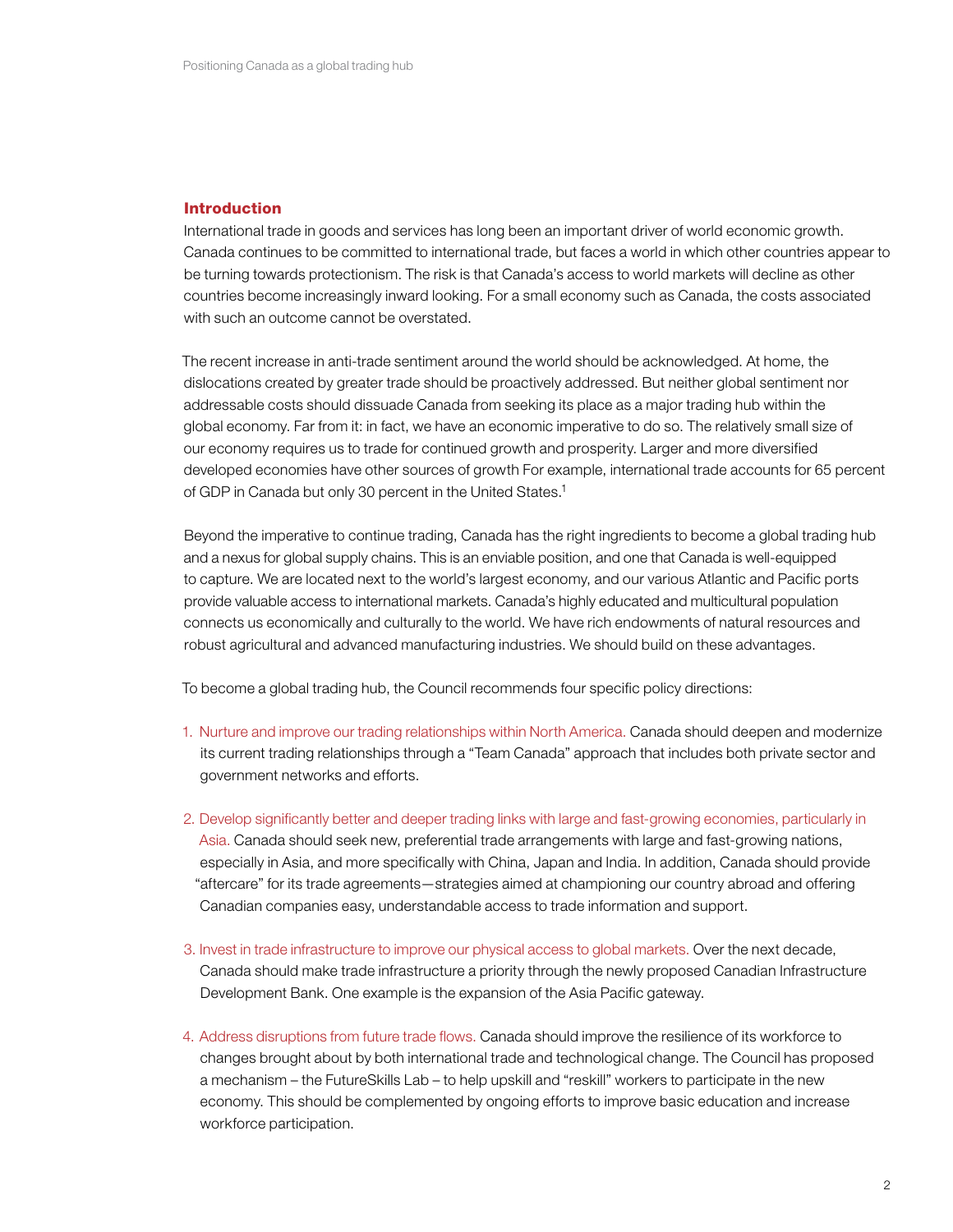## Introduction

International trade in goods and services has long been an important driver of world economic growth. Canada continues to be committed to international trade, but faces a world in which other countries appear to be turning towards protectionism. The risk is that Canada's access to world markets will decline as other countries become increasingly inward looking. For a small economy such as Canada, the costs associated with such an outcome cannot be overstated.

The recent increase in anti-trade sentiment around the world should be acknowledged. At home, the dislocations created by greater trade should be proactively addressed. But neither global sentiment nor addressable costs should dissuade Canada from seeking its place as a major trading hub within the global economy. Far from it: in fact, we have an economic imperative to do so. The relatively small size of our economy requires us to trade for continued growth and prosperity. Larger and more diversified developed economies have other sources of growth For example, international trade accounts for 65 percent of GDP in Canada but only 30 percent in the United States.[1]

Beyond the imperative to continue trading, Canada has the right ingredients to become a global trading hub and a nexus for global supply chains. This is an enviable position, and one that Canada is well-equipped to capture. We are located next to the world's largest economy, and our various Atlantic and Pacific ports provide valuable access to international markets. Canada's highly educated and multicultural population connects us economically and culturally to the world. We have rich endowments of natural resources and robust agricultural and advanced manufacturing industries. We should build on these advantages.

To become a global trading hub, the Council recommends four specific policy directions:

1. Nurture and improve our trading relationships within North America. Canada should deepen and modernize its current trading relationships through a "Team Canada" approach that includes both private sector and government networks and efforts.

2. Develop significantly better and deeper trading links with large and fast-growing economies, particularly in Asia. Canada should seek new, preferential trade arrangements with large and fast-growing nations, especially in Asia, and more specifically with China, Japan and India. In addition, Canada should provide "aftercare" for its trade agreements—strategies aimed at championing our country abroad and offering Canadian companies easy, understandable access to trade information and support.

3. Invest in trade infrastructure to improve our physical access to global markets. Over the next decade, Canada should make trade infrastructure a priority through the newly proposed Canadian Infrastructure Development Bank. One example is the expansion of the Asia Pacific gateway.

4. Address disruptions from future trade flows. Canada should improve the resilience of its workforce to changes brought about by both international trade and technological change. The Council has proposed a mechanism – the FutureSkills Lab – to help upskill and "reskill" workers to participate in the new economy. This should be complemented by ongoing efforts to improve basic education and increase workforce participation.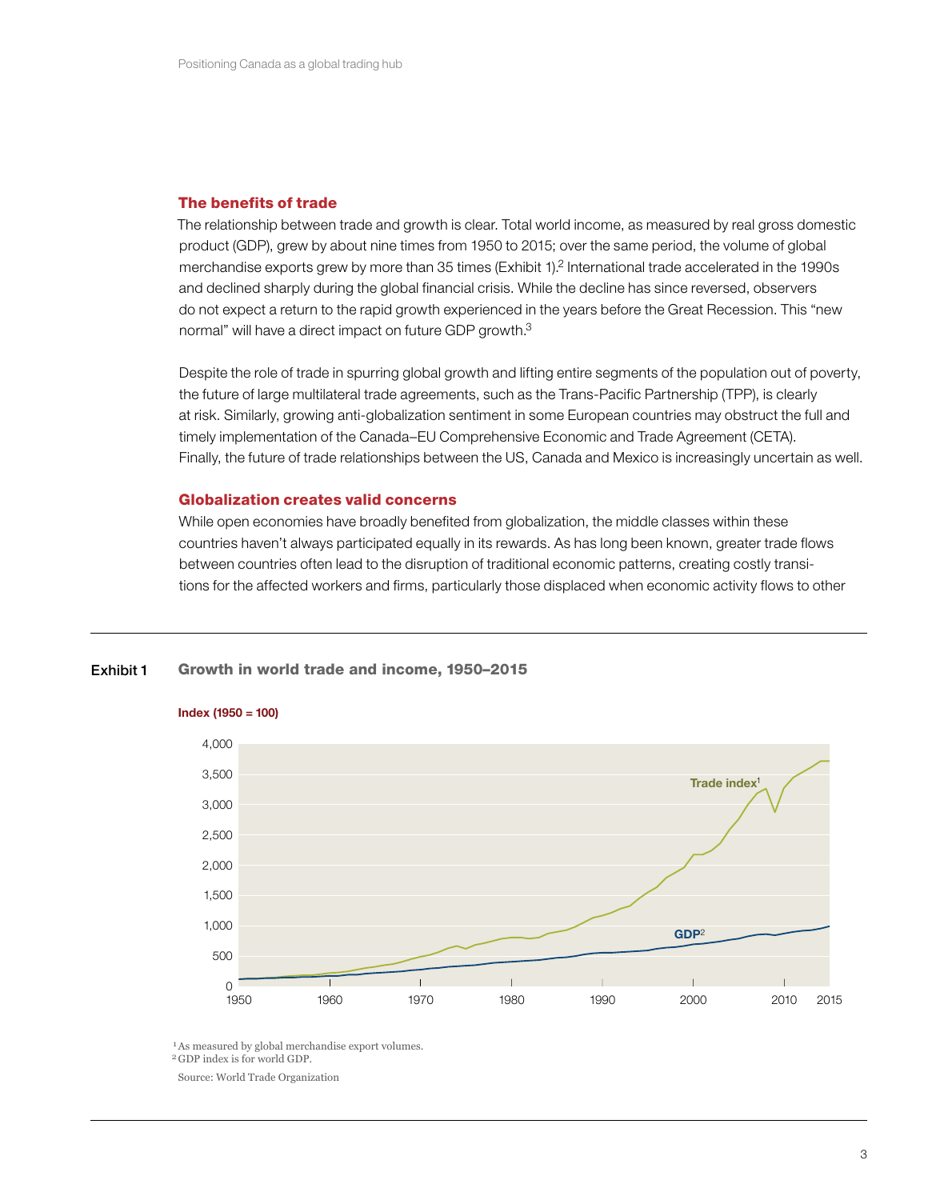## The benefits of trade

The relationship between trade and growth is clear. Total world income, as measured by real gross domestic product (GDP), grew by about nine times from 1950 to 2015; over the same period, the volume of global merchandise exports grew by more than 35 times (Exhibit 1).[2] International trade accelerated in the 1990s and declined sharply during the global financial crisis. While the decline has since reversed, observers do not expect a return to the rapid growth experienced in the years before the Great Recession. This "new normal" will have a direct impact on future GDP growth.[3]

Despite the role of trade in spurring global growth and lifting entire segments of the population out of poverty, the future of large multilateral trade agreements, such as the Trans-Pacific Partnership (TPP), is clearly at risk. Similarly, growing anti-globalization sentiment in some European countries may obstruct the full and timely implementation of the Canada–EU Comprehensive Economic and Trade Agreement (CETA). Finally, the future of trade relationships between the US, Canada and Mexico is increasingly uncertain as well.

## Globalization creates valid concerns

While open economies have broadly benefited from globalization, the middle classes within these countries haven't always participated equally in its rewards. As has long been known, greater trade flows between countries often lead to the disruption of traditional economic patterns, creating costly transitions for the affected workers and firms, particularly those displaced when economic activity flows to other

**Exhibit 1** **Growth in world trade and income, 1950–2015**

Index (1950 = 100)

[1] As measured by global merchandise export volumes.
[2] GDP index is for world GDP.

Source: World Trade Organization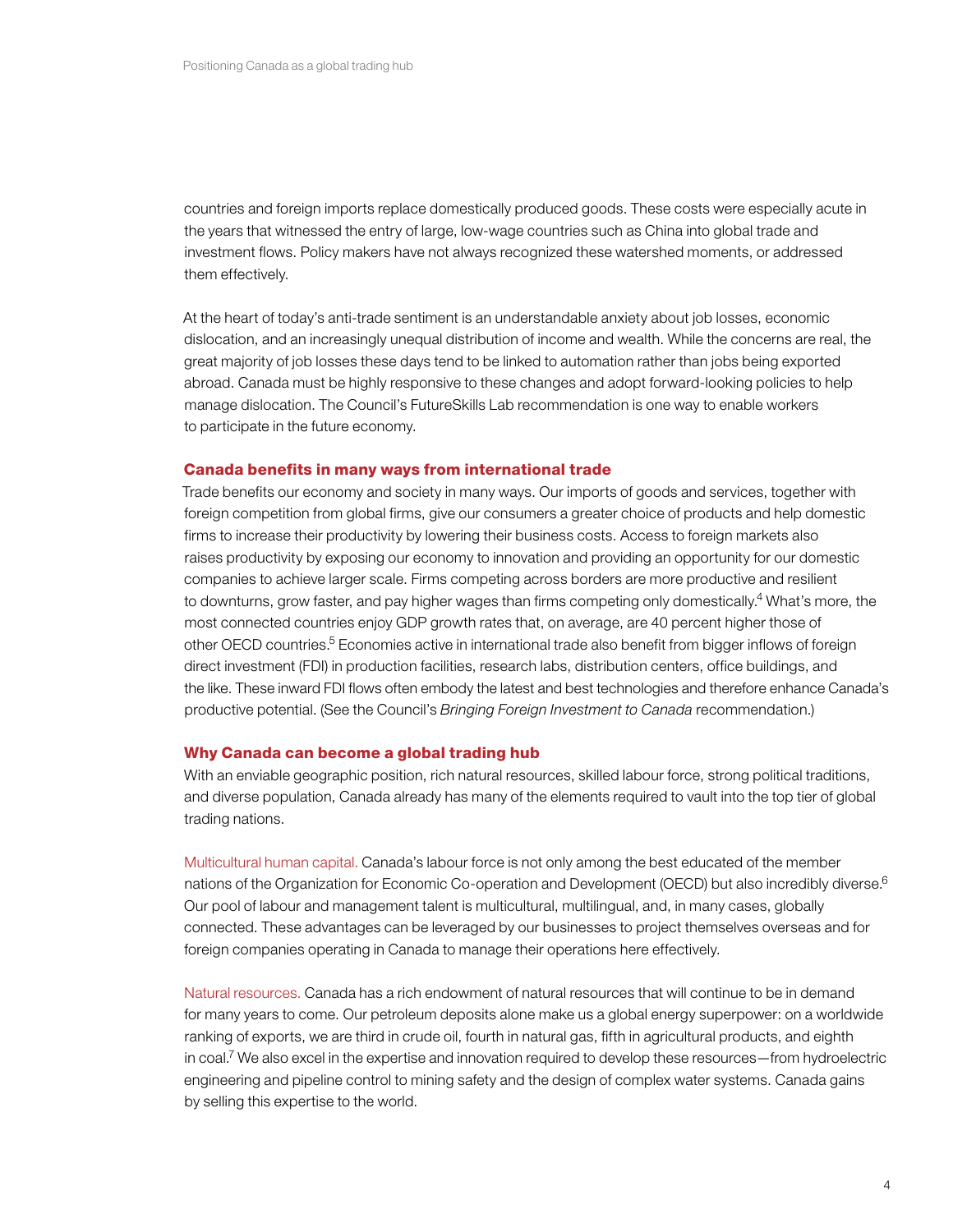countries and foreign imports replace domestically produced goods. These costs were especially acute in the years that witnessed the entry of large, low-wage countries such as China into global trade and investment flows. Policy makers have not always recognized these watershed moments, or addressed them effectively.

At the heart of today's anti-trade sentiment is an understandable anxiety about job losses, economic dislocation, and an increasingly unequal distribution of income and wealth. While the concerns are real, the great majority of job losses these days tend to be linked to automation rather than jobs being exported abroad. Canada must be highly responsive to these changes and adopt forward-looking policies to help manage dislocation. The Council's FutureSkills Lab recommendation is one way to enable workers to participate in the future economy.

## Canada benefits in many ways from international trade

Trade benefits our economy and society in many ways. Our imports of goods and services, together with foreign competition from global firms, give our consumers a greater choice of products and help domestic firms to increase their productivity by lowering their business costs. Access to foreign markets also raises productivity by exposing our economy to innovation and providing an opportunity for our domestic companies to achieve larger scale. Firms competing across borders are more productive and resilient to downturns, grow faster, and pay higher wages than firms competing only domestically.[4] What's more, the most connected countries enjoy GDP growth rates that, on average, are 40 percent higher those of other OECD countries.[5] Economies active in international trade also benefit from bigger inflows of foreign direct investment (FDI) in production facilities, research labs, distribution centers, office buildings, and the like. These inward FDI flows often embody the latest and best technologies and therefore enhance Canada's productive potential. (See the Council's *Bringing Foreign Investment to Canada* recommendation.)

## Why Canada can become a global trading hub

With an enviable geographic position, rich natural resources, skilled labour force, strong political traditions, and diverse population, Canada already has many of the elements required to vault into the top tier of global trading nations.

Multicultural human capital. Canada's labour force is not only among the best educated of the member nations of the Organization for Economic Co-operation and Development (OECD) but also incredibly diverse.[6] Our pool of labour and management talent is multicultural, multilingual, and, in many cases, globally connected. These advantages can be leveraged by our businesses to project themselves overseas and for foreign companies operating in Canada to manage their operations here effectively.

Natural resources. Canada has a rich endowment of natural resources that will continue to be in demand for many years to come. Our petroleum deposits alone make us a global energy superpower: on a worldwide ranking of exports, we are third in crude oil, fourth in natural gas, fifth in agricultural products, and eighth in coal.[7] We also excel in the expertise and innovation required to develop these resources—from hydroelectric engineering and pipeline control to mining safety and the design of complex water systems. Canada gains by selling this expertise to the world.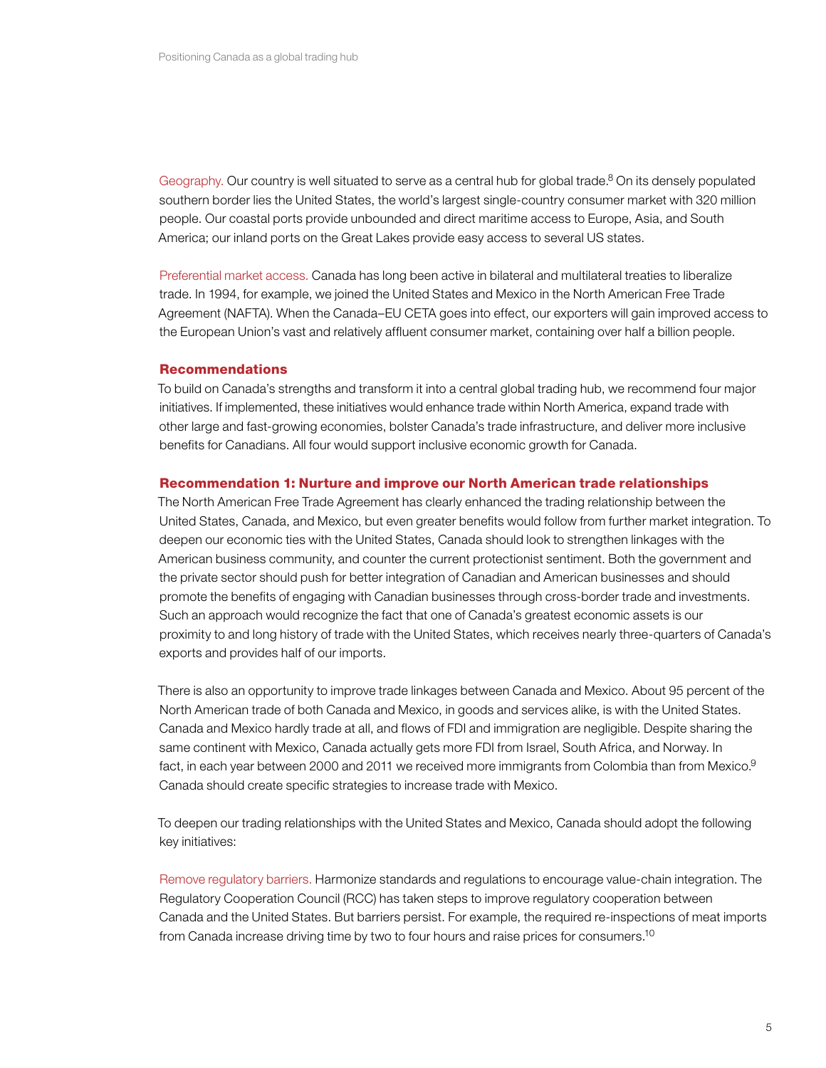Geography. Our country is well situated to serve as a central hub for global trade.[8] On its densely populated southern border lies the United States, the world's largest single-country consumer market with 320 million people. Our coastal ports provide unbounded and direct maritime access to Europe, Asia, and South America; our inland ports on the Great Lakes provide easy access to several US states.

Preferential market access. Canada has long been active in bilateral and multilateral treaties to liberalize trade. In 1994, for example, we joined the United States and Mexico in the North American Free Trade Agreement (NAFTA). When the Canada–EU CETA goes into effect, our exporters will gain improved access to the European Union's vast and relatively affluent consumer market, containing over half a billion people.

### Recommendations

To build on Canada's strengths and transform it into a central global trading hub, we recommend four major initiatives. If implemented, these initiatives would enhance trade within North America, expand trade with other large and fast-growing economies, bolster Canada's trade infrastructure, and deliver more inclusive benefits for Canadians. All four would support inclusive economic growth for Canada.

### Recommendation 1: Nurture and improve our North American trade relationships

The North American Free Trade Agreement has clearly enhanced the trading relationship between the United States, Canada, and Mexico, but even greater benefits would follow from further market integration. To deepen our economic ties with the United States, Canada should look to strengthen linkages with the American business community, and counter the current protectionist sentiment. Both the government and the private sector should push for better integration of Canadian and American businesses and should promote the benefits of engaging with Canadian businesses through cross-border trade and investments. Such an approach would recognize the fact that one of Canada's greatest economic assets is our proximity to and long history of trade with the United States, which receives nearly three-quarters of Canada's exports and provides half of our imports.

There is also an opportunity to improve trade linkages between Canada and Mexico. About 95 percent of the North American trade of both Canada and Mexico, in goods and services alike, is with the United States. Canada and Mexico hardly trade at all, and flows of FDI and immigration are negligible. Despite sharing the same continent with Mexico, Canada actually gets more FDI from Israel, South Africa, and Norway. In fact, in each year between 2000 and 2011 we received more immigrants from Colombia than from Mexico.[9] Canada should create specific strategies to increase trade with Mexico.

To deepen our trading relationships with the United States and Mexico, Canada should adopt the following key initiatives:

Remove regulatory barriers. Harmonize standards and regulations to encourage value-chain integration. The Regulatory Cooperation Council (RCC) has taken steps to improve regulatory cooperation between Canada and the United States. But barriers persist. For example, the required re-inspections of meat imports from Canada increase driving time by two to four hours and raise prices for consumers.[10]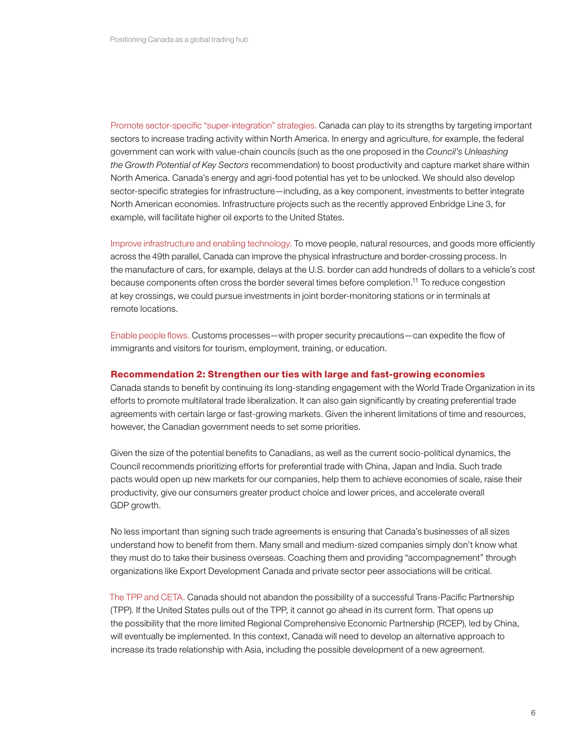Promote sector-specific "super-integration" strategies. Canada can play to its strengths by targeting important sectors to increase trading activity within North America. In energy and agriculture, for example, the federal government can work with value-chain councils (such as the one proposed in the *Council's Unleashing the Growth Potential of Key Sectors* recommendation) to boost productivity and capture market share within North America. Canada's energy and agri-food potential has yet to be unlocked. We should also develop sector-specific strategies for infrastructure—including, as a key component, investments to better integrate North American economies. Infrastructure projects such as the recently approved Enbridge Line 3, for example, will facilitate higher oil exports to the United States.

Improve infrastructure and enabling technology. To move people, natural resources, and goods more efficiently across the 49th parallel, Canada can improve the physical infrastructure and border-crossing process. In the manufacture of cars, for example, delays at the U.S. border can add hundreds of dollars to a vehicle's cost because components often cross the border several times before completion.[11] To reduce congestion at key crossings, we could pursue investments in joint border-monitoring stations or in terminals at remote locations.

Enable people flows. Customs processes—with proper security precautions—can expedite the flow of immigrants and visitors for tourism, employment, training, or education.

### Recommendation 2: Strengthen our ties with large and fast-growing economies

Canada stands to benefit by continuing its long-standing engagement with the World Trade Organization in its efforts to promote multilateral trade liberalization. It can also gain significantly by creating preferential trade agreements with certain large or fast-growing markets. Given the inherent limitations of time and resources, however, the Canadian government needs to set some priorities.

Given the size of the potential benefits to Canadians, as well as the current socio-political dynamics, the Council recommends prioritizing efforts for preferential trade with China, Japan and India. Such trade pacts would open up new markets for our companies, help them to achieve economies of scale, raise their productivity, give our consumers greater product choice and lower prices, and accelerate overall GDP growth.

No less important than signing such trade agreements is ensuring that Canada's businesses of all sizes understand how to benefit from them. Many small and medium-sized companies simply don't know what they must do to take their business overseas. Coaching them and providing "accompagnement" through organizations like Export Development Canada and private sector peer associations will be critical.

The TPP and CETA. Canada should not abandon the possibility of a successful Trans-Pacific Partnership (TPP). If the United States pulls out of the TPP, it cannot go ahead in its current form. That opens up the possibility that the more limited Regional Comprehensive Economic Partnership (RCEP), led by China, will eventually be implemented. In this context, Canada will need to develop an alternative approach to increase its trade relationship with Asia, including the possible development of a new agreement.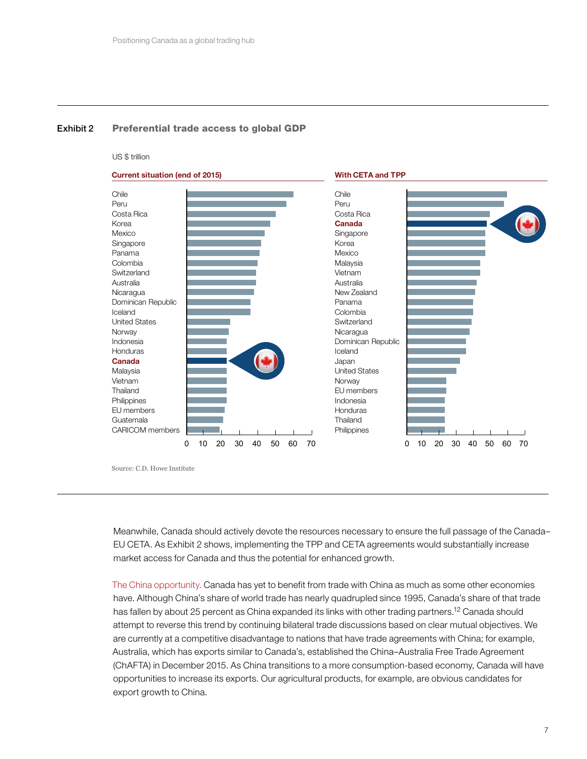## Exhibit 2 Preferential trade access to global GDP

US $ trillion

**Current situation (end of 2015)**

Chile
Peru
Costa Rica
Korea
Mexico
Singapore
Panama
Colombia
Switzerland
Australia
Nicaragua
Dominican Republic
Iceland
United States
Norway
Indonesia
Honduras
**Canada**
Malaysia
Vietnam
Thailand
Philippines
EU members
Guatemala
CARICOM members

0 10 20 30 40 50 60 70

**With CETA and TPP**

Chile
Peru
Costa Rica
**Canada**
Singapore
Korea
Mexico
Malaysia
Vietnam
Australia
New Zealand
Panama
Colombia
Switzerland
Nicaragua
Dominican Republic
Iceland
Japan
United States
Norway
EU members
Indonesia
Honduras
Thailand
Philippines

0 10 20 30 40 50 60 70

Source: C.D. Howe Institute

Meanwhile, Canada should actively devote the resources necessary to ensure the full passage of the Canada–EU CETA. As Exhibit 2 shows, implementing the TPP and CETA agreements would substantially increase market access for Canada and thus the potential for enhanced growth.

The China opportunity. Canada has yet to benefit from trade with China as much as some other economies have. Although China's share of world trade has nearly quadrupled since 1995, Canada's share of that trade has fallen by about 25 percent as China expanded its links with other trading partners.[12] Canada should attempt to reverse this trend by continuing bilateral trade discussions based on clear mutual objectives. We are currently at a competitive disadvantage to nations that have trade agreements with China; for example, Australia, which has exports similar to Canada's, established the China–Australia Free Trade Agreement (ChAFTA) in December 2015. As China transitions to a more consumption-based economy, Canada will have opportunities to increase its exports. Our agricultural products, for example, are obvious candidates for export growth to China.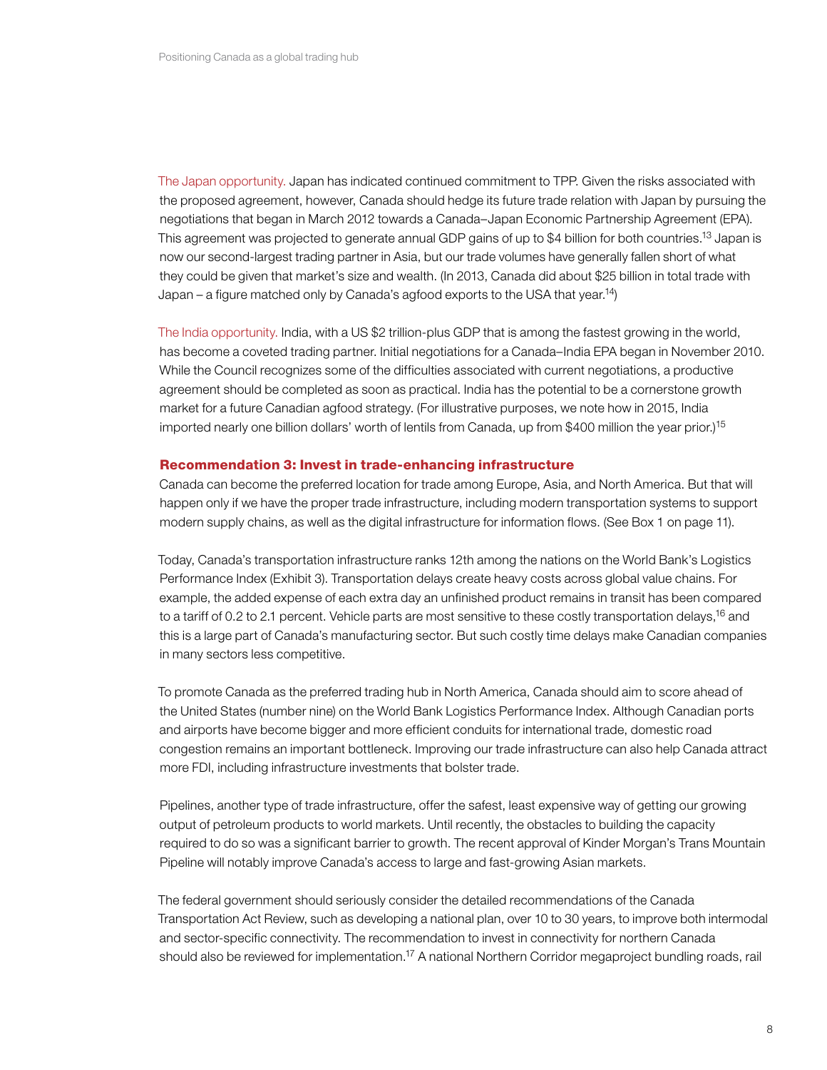The Japan opportunity. Japan has indicated continued commitment to TPP. Given the risks associated with the proposed agreement, however, Canada should hedge its future trade relation with Japan by pursuing the negotiations that began in March 2012 towards a Canada–Japan Economic Partnership Agreement (EPA). This agreement was projected to generate annual GDP gains of up to $4 billion for both countries.[13] Japan is now our second-largest trading partner in Asia, but our trade volumes have generally fallen short of what they could be given that market's size and wealth. (In 2013, Canada did about $25 billion in total trade with Japan – a figure matched only by Canada's agfood exports to the USA that year.[14])

The India opportunity. India, with a US $2 trillion-plus GDP that is among the fastest growing in the world, has become a coveted trading partner. Initial negotiations for a Canada–India EPA began in November 2010. While the Council recognizes some of the difficulties associated with current negotiations, a productive agreement should be completed as soon as practical. India has the potential to be a cornerstone growth market for a future Canadian agfood strategy. (For illustrative purposes, we note how in 2015, India imported nearly one billion dollars' worth of lentils from Canada, up from $400 million the year prior.)[15]

### Recommendation 3: Invest in trade-enhancing infrastructure

Canada can become the preferred location for trade among Europe, Asia, and North America. But that will happen only if we have the proper trade infrastructure, including modern transportation systems to support modern supply chains, as well as the digital infrastructure for information flows. (See Box 1 on page 11).

Today, Canada's transportation infrastructure ranks 12th among the nations on the World Bank's Logistics Performance Index (Exhibit 3). Transportation delays create heavy costs across global value chains. For example, the added expense of each extra day an unfinished product remains in transit has been compared to a tariff of 0.2 to 2.1 percent. Vehicle parts are most sensitive to these costly transportation delays,[16] and this is a large part of Canada's manufacturing sector. But such costly time delays make Canadian companies in many sectors less competitive.

To promote Canada as the preferred trading hub in North America, Canada should aim to score ahead of the United States (number nine) on the World Bank Logistics Performance Index. Although Canadian ports and airports have become bigger and more efficient conduits for international trade, domestic road congestion remains an important bottleneck. Improving our trade infrastructure can also help Canada attract more FDI, including infrastructure investments that bolster trade.

Pipelines, another type of trade infrastructure, offer the safest, least expensive way of getting our growing output of petroleum products to world markets. Until recently, the obstacles to building the capacity required to do so was a significant barrier to growth. The recent approval of Kinder Morgan's Trans Mountain Pipeline will notably improve Canada's access to large and fast-growing Asian markets.

The federal government should seriously consider the detailed recommendations of the Canada Transportation Act Review, such as developing a national plan, over 10 to 30 years, to improve both intermodal and sector-specific connectivity. The recommendation to invest in connectivity for northern Canada should also be reviewed for implementation.[17] A national Northern Corridor megaproject bundling roads, rail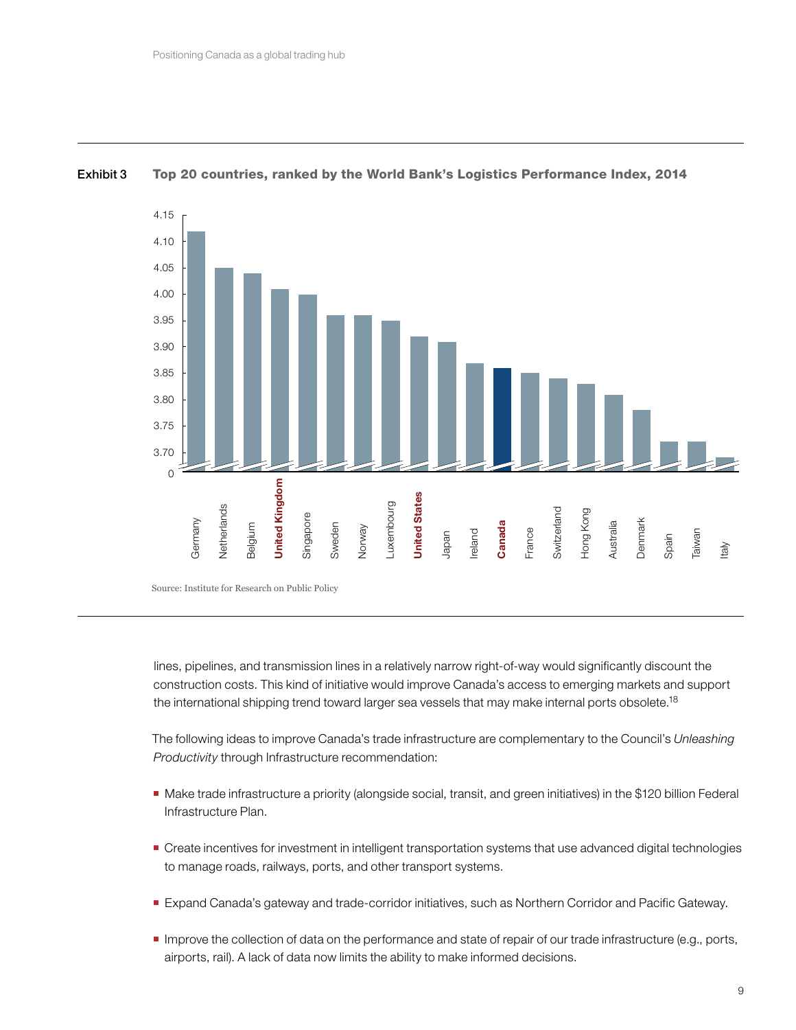**Exhibit 3** **Top 20 countries, ranked by the World Bank's Logistics Performance Index, 2014**

| Country | LPI score |
|---|---|
| Germany | 4.12 |
| Netherlands | 4.05 |
| Belgium | 4.04 |
| **United Kingdom** | 4.01 |
| Singapore | 4.00 |
| Sweden | 3.96 |
| Norway | 3.96 |
| Luxembourg | 3.95 |
| **United States** | 3.92 |
| Japan | 3.91 |
| Ireland | 3.87 |
| **Canada** | 3.86 |
| France | 3.85 |
| Switzerland | 3.84 |
| Hong Kong | 3.83 |
| Australia | 3.81 |
| Denmark | 3.78 |
| Spain | 3.72 |
| Taiwan | 3.72 |
| Italy | 3.69 |

Source: Institute for Research on Public Policy

lines, pipelines, and transmission lines in a relatively narrow right-of-way would significantly discount the construction costs. This kind of initiative would improve Canada's access to emerging markets and support the international shipping trend toward larger sea vessels that may make internal ports obsolete.[18]

The following ideas to improve Canada's trade infrastructure are complementary to the Council's *Unleashing Productivity* through Infrastructure recommendation:

- Make trade infrastructure a priority (alongside social, transit, and green initiatives) in the $120 billion Federal Infrastructure Plan.
- Create incentives for investment in intelligent transportation systems that use advanced digital technologies to manage roads, railways, ports, and other transport systems.
- Expand Canada's gateway and trade-corridor initiatives, such as Northern Corridor and Pacific Gateway.
- Improve the collection of data on the performance and state of repair of our trade infrastructure (e.g., ports, airports, rail). A lack of data now limits the ability to make informed decisions.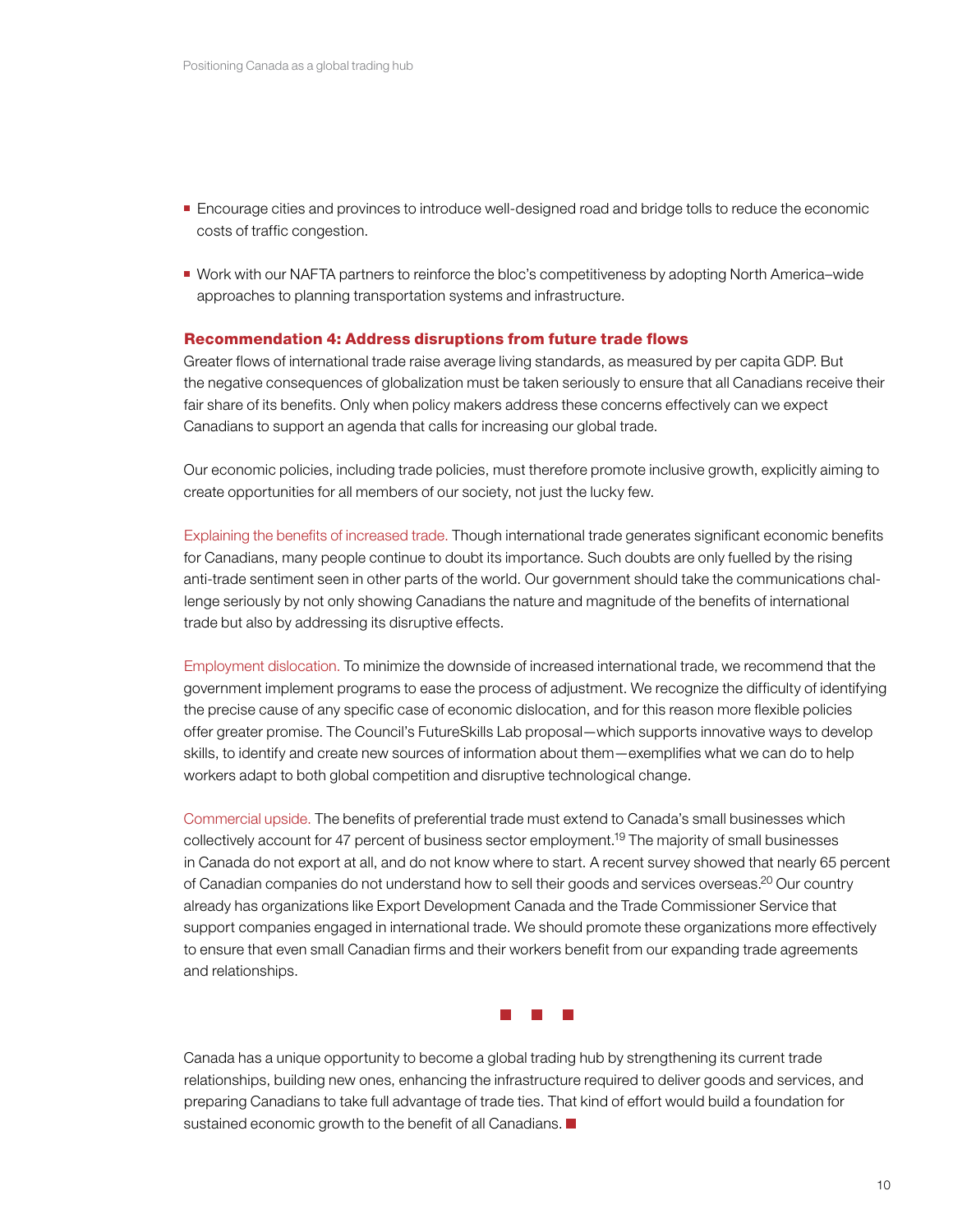- Encourage cities and provinces to introduce well-designed road and bridge tolls to reduce the economic costs of traffic congestion.
- Work with our NAFTA partners to reinforce the bloc's competitiveness by adopting North America–wide approaches to planning transportation systems and infrastructure.

### Recommendation 4: Address disruptions from future trade flows

Greater flows of international trade raise average living standards, as measured by per capita GDP. But the negative consequences of globalization must be taken seriously to ensure that all Canadians receive their fair share of its benefits. Only when policy makers address these concerns effectively can we expect Canadians to support an agenda that calls for increasing our global trade.

Our economic policies, including trade policies, must therefore promote inclusive growth, explicitly aiming to create opportunities for all members of our society, not just the lucky few.

Explaining the benefits of increased trade. Though international trade generates significant economic benefits for Canadians, many people continue to doubt its importance. Such doubts are only fuelled by the rising anti-trade sentiment seen in other parts of the world. Our government should take the communications challenge seriously by not only showing Canadians the nature and magnitude of the benefits of international trade but also by addressing its disruptive effects.

Employment dislocation. To minimize the downside of increased international trade, we recommend that the government implement programs to ease the process of adjustment. We recognize the difficulty of identifying the precise cause of any specific case of economic dislocation, and for this reason more flexible policies offer greater promise. The Council's FutureSkills Lab proposal—which supports innovative ways to develop skills, to identify and create new sources of information about them—exemplifies what we can do to help workers adapt to both global competition and disruptive technological change.

Commercial upside. The benefits of preferential trade must extend to Canada's small businesses which collectively account for 47 percent of business sector employment.[19] The majority of small businesses in Canada do not export at all, and do not know where to start. A recent survey showed that nearly 65 percent of Canadian companies do not understand how to sell their goods and services overseas.[20] Our country already has organizations like Export Development Canada and the Trade Commissioner Service that support companies engaged in international trade. We should promote these organizations more effectively to ensure that even small Canadian firms and their workers benefit from our expanding trade agreements and relationships.

■ ■ ■

Canada has a unique opportunity to become a global trading hub by strengthening its current trade relationships, building new ones, enhancing the infrastructure required to deliver goods and services, and preparing Canadians to take full advantage of trade ties. That kind of effort would build a foundation for sustained economic growth to the benefit of all Canadians. ■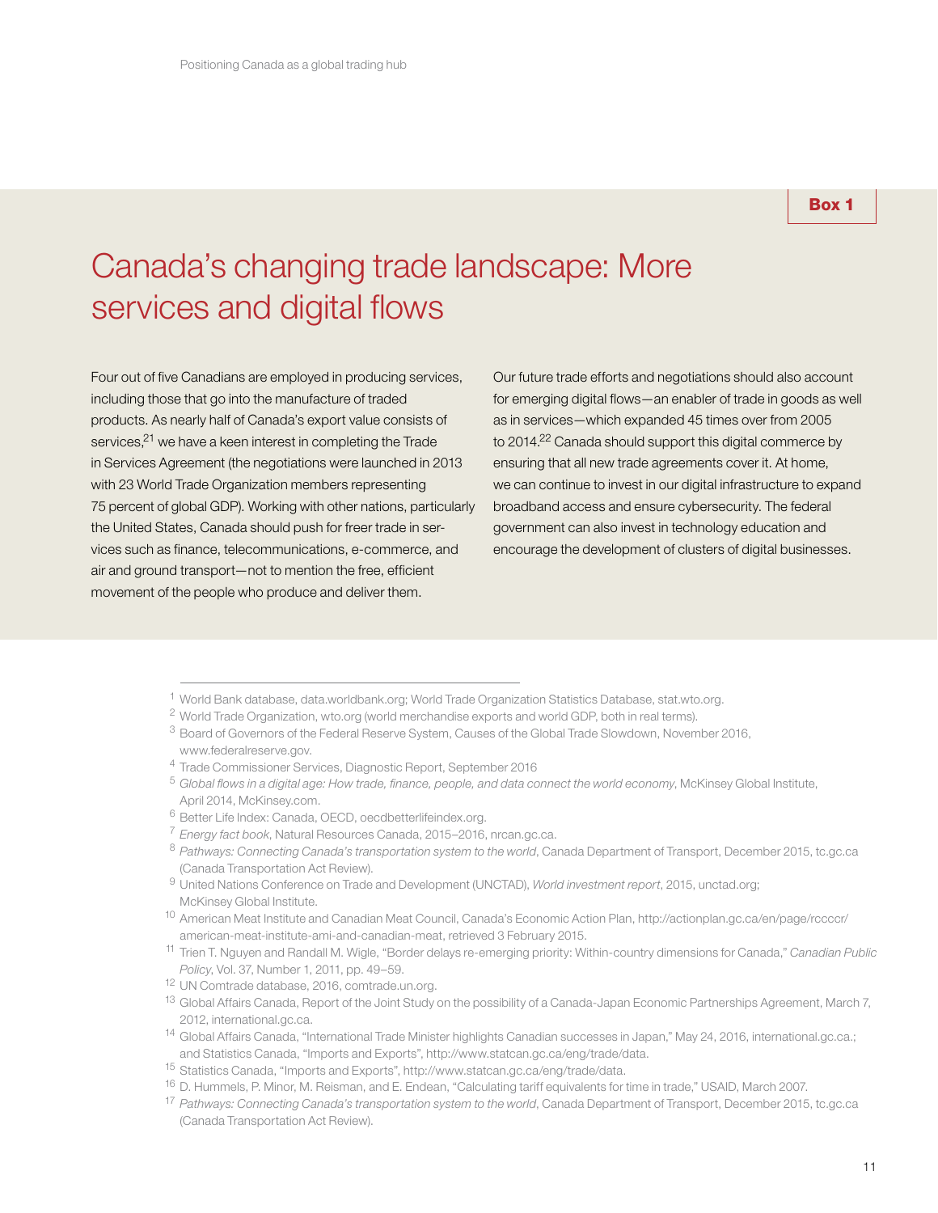Box 1

## Canada's changing trade landscape: More services and digital flows

Four out of five Canadians are employed in producing services, including those that go into the manufacture of traded products. As nearly half of Canada's export value consists of services,[21] we have a keen interest in completing the Trade in Services Agreement (the negotiations were launched in 2013 with 23 World Trade Organization members representing 75 percent of global GDP). Working with other nations, particularly the United States, Canada should push for freer trade in services such as finance, telecommunications, e-commerce, and air and ground transport—not to mention the free, efficient movement of the people who produce and deliver them.

Our future trade efforts and negotiations should also account for emerging digital flows—an enabler of trade in goods as well as in services—which expanded 45 times over from 2005 to 2014.[22] Canada should support this digital commerce by ensuring that all new trade agreements cover it. At home, we can continue to invest in our digital infrastructure to expand broadband access and ensure cybersecurity. The federal government can also invest in technology education and encourage the development of clusters of digital businesses.

---

1 World Bank database, data.worldbank.org; World Trade Organization Statistics Database, stat.wto.org.

2 World Trade Organization, wto.org (world merchandise exports and world GDP, both in real terms).

3 Board of Governors of the Federal Reserve System, Causes of the Global Trade Slowdown, November 2016, www.federalreserve.gov.

4 Trade Commissioner Services, Diagnostic Report, September 2016

5 *Global flows in a digital age: How trade, finance, people, and data connect the world economy*, McKinsey Global Institute, April 2014, McKinsey.com.

6 Better Life Index: Canada, OECD, oecdbetterlifeindex.org.

7 *Energy fact book*, Natural Resources Canada, 2015–2016, nrcan.gc.ca.

8 *Pathways: Connecting Canada's transportation system to the world*, Canada Department of Transport, December 2015, tc.gc.ca (Canada Transportation Act Review).

9 United Nations Conference on Trade and Development (UNCTAD), *World investment report*, 2015, unctad.org; McKinsey Global Institute.

10 American Meat Institute and Canadian Meat Council, Canada's Economic Action Plan, http://actionplan.gc.ca/en/page/rccccr/american-meat-institute-ami-and-canadian-meat, retrieved 3 February 2015.

11 Trien T. Nguyen and Randall M. Wigle, "Border delays re-emerging priority: Within-country dimensions for Canada," *Canadian Public Policy*, Vol. 37, Number 1, 2011, pp. 49–59.

12 UN Comtrade database, 2016, comtrade.un.org.

13 Global Affairs Canada, Report of the Joint Study on the possibility of a Canada-Japan Economic Partnerships Agreement, March 7, 2012, international.gc.ca.

14 Global Affairs Canada, "International Trade Minister highlights Canadian successes in Japan," May 24, 2016, international.gc.ca.; and Statistics Canada, "Imports and Exports", http://www.statcan.gc.ca/eng/trade/data.

15 Statistics Canada, "Imports and Exports", http://www.statcan.gc.ca/eng/trade/data.

16 D. Hummels, P. Minor, M. Reisman, and E. Endean, "Calculating tariff equivalents for time in trade," USAID, March 2007.

17 *Pathways: Connecting Canada's transportation system to the world*, Canada Department of Transport, December 2015, tc.gc.ca (Canada Transportation Act Review).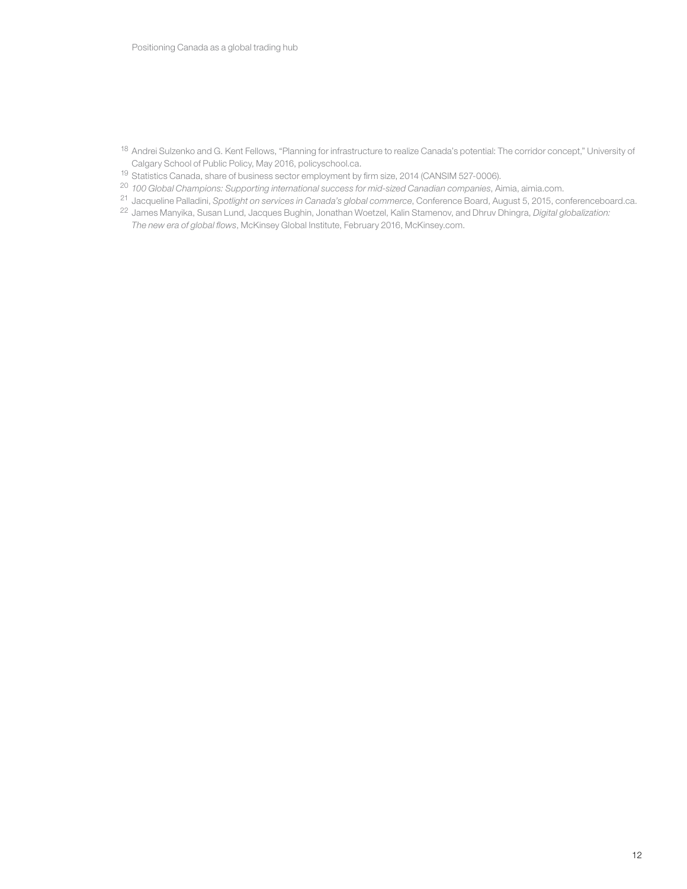[18] Andrei Sulzenko and G. Kent Fellows, "Planning for infrastructure to realize Canada's potential: The corridor concept," University of Calgary School of Public Policy, May 2016, policyschool.ca.

[19] Statistics Canada, share of business sector employment by firm size, 2014 (CANSIM 527-0006).

[20] *100 Global Champions: Supporting international success for mid-sized Canadian companies*, Aimia, aimia.com.

[21] Jacqueline Palladini, *Spotlight on services in Canada's global commerce*, Conference Board, August 5, 2015, conferenceboard.ca.

[22] James Manyika, Susan Lund, Jacques Bughin, Jonathan Woetzel, Kalin Stamenov, and Dhruv Dhingra, *Digital globalization: The new era of global flows*, McKinsey Global Institute, February 2016, McKinsey.com.